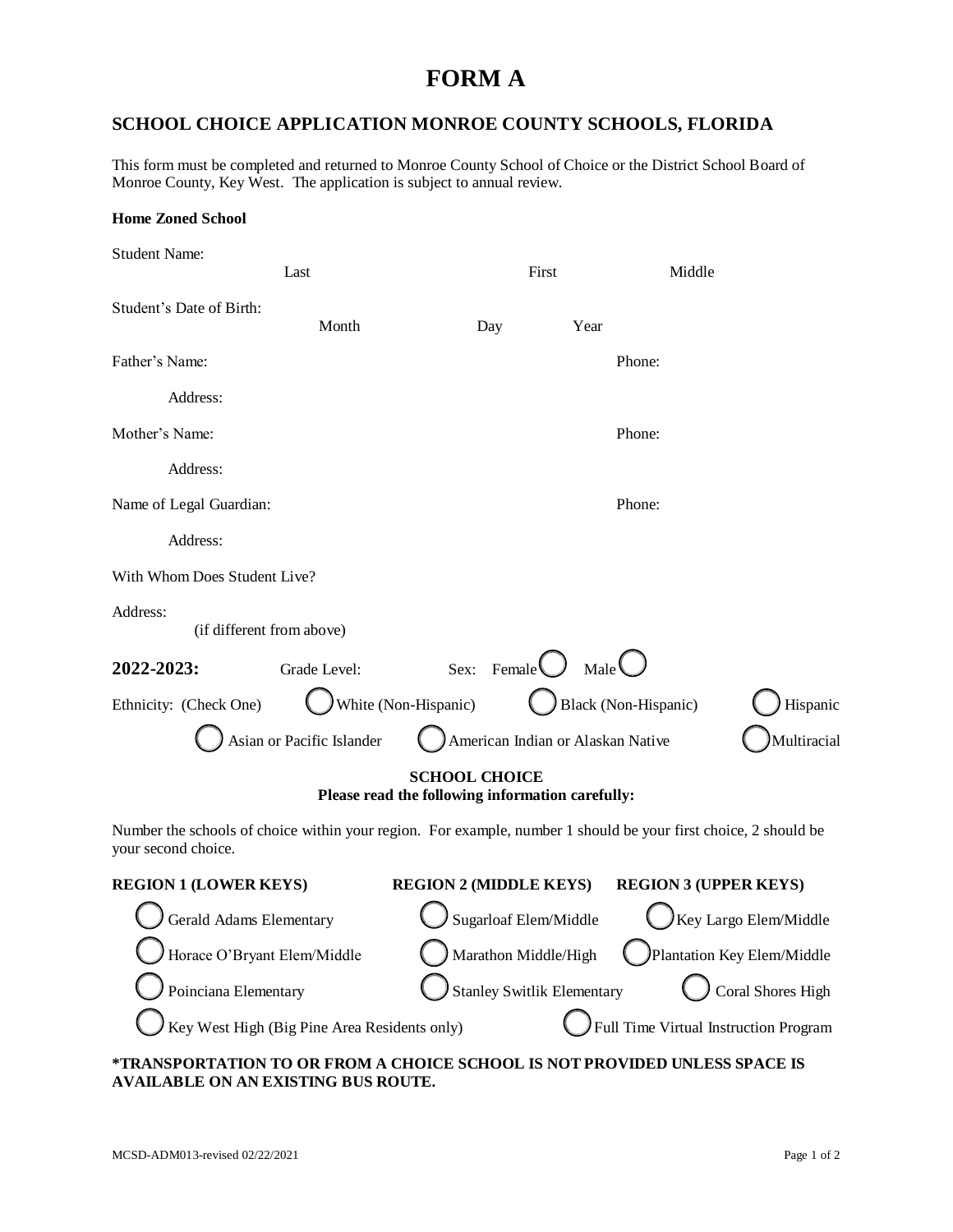# FORM A

## SCHOOL CHOICE APPLICATION MONROE COUNTY SCHOOLS, FLORIDA

This form must be completed and returned to Monroe County School of Choice or the District School Board of Monroe County, Key West. The application is subject to annual review.

**Home Zoned School**

Student Name: Last First Middle

Student's Date of Birth: Month Day Year

Father's Name: Phone:

Address:

Mother's Name: Phone:

Address:

Name of Legal Guardian: Phone:

Address:

With Whom Does Student Live?

Address:
(if different from above)

**2022-2023:** Grade Level: Sex: Female ◯ Male ◯

Ethnicity: (Check One) ◯ White (Non-Hispanic) ◯ Black (Non-Hispanic) ◯ Hispanic ◯ Asian or Pacific Islander ◯ American Indian or Alaskan Native ◯ Multiracial

**SCHOOL CHOICE**
**Please read the following information carefully:**

Number the schools of choice within your region. For example, number 1 should be your first choice, 2 should be your second choice.

| **REGION 1 (LOWER KEYS)** | **REGION 2 (MIDDLE KEYS)** | **REGION 3 (UPPER KEYS)** |
|---|---|---|
| ◯ Gerald Adams Elementary | ◯ Sugarloaf Elem/Middle | ◯ Key Largo Elem/Middle |
| ◯ Horace O'Bryant Elem/Middle | ◯ Marathon Middle/High | ◯ Plantation Key Elem/Middle |
| ◯ Poinciana Elementary | ◯ Stanley Switlik Elementary | ◯ Coral Shores High |
| ◯ Key West High (Big Pine Area Residents only) | | ◯ Full Time Virtual Instruction Program |

**\*TRANSPORTATION TO OR FROM A CHOICE SCHOOL IS NOT PROVIDED UNLESS SPACE IS AVAILABLE ON AN EXISTING BUS ROUTE.**

MCSD-ADM013-revised 02/22/2021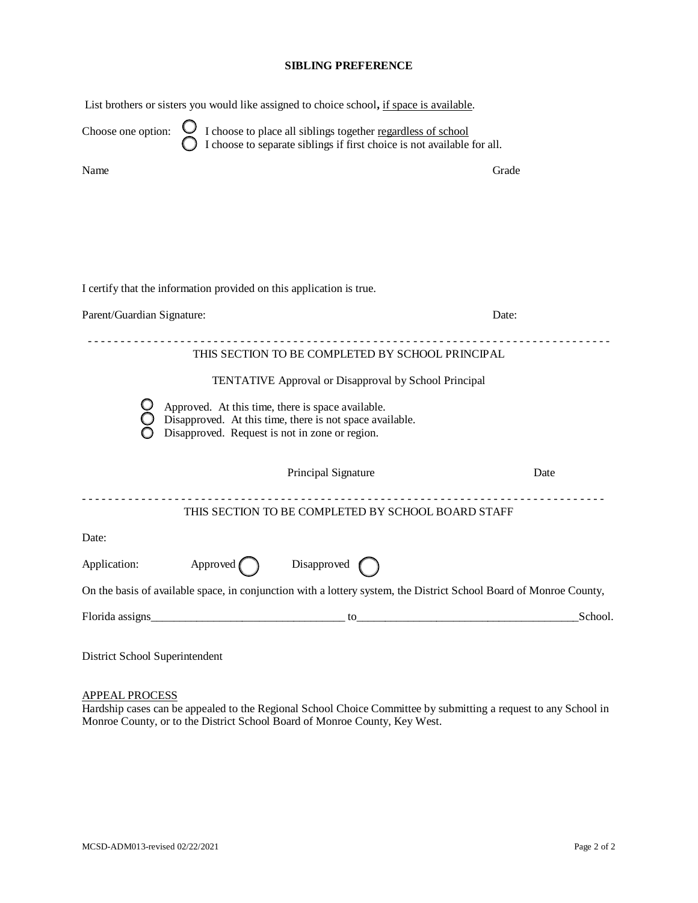**SIBLING PREFERENCE**

List brothers or sisters you would like assigned to choice school**,** if space is available.

Choose one option:
- ◯ I choose to place all siblings together regardless of school
- ◯ I choose to separate siblings if first choice is not available for all.

| Name | Grade |
|---|---|
| | |

I certify that the information provided on this application is true.

Parent/Guardian Signature: Date:

---

THIS SECTION TO BE COMPLETED BY SCHOOL PRINCIPAL

TENTATIVE Approval or Disapproval by School Principal

- ◯ Approved. At this time, there is space available.
- ◯ Disapproved. At this time, there is not space available.
- ◯ Disapproved. Request is not in zone or region.

Principal Signature Date

---

THIS SECTION TO BE COMPLETED BY SCHOOL BOARD STAFF

Date:

Application: Approved ◯ Disapproved ◯

On the basis of available space, in conjunction with a lottery system, the District School Board of Monroe County,

Florida assigns_________________________________ to______________________________________School.

District School Superintendent

APPEAL PROCESS

Hardship cases can be appealed to the Regional School Choice Committee by submitting a request to any School in Monroe County, or to the District School Board of Monroe County, Key West.

MCSD-ADM013-revised 02/22/2021